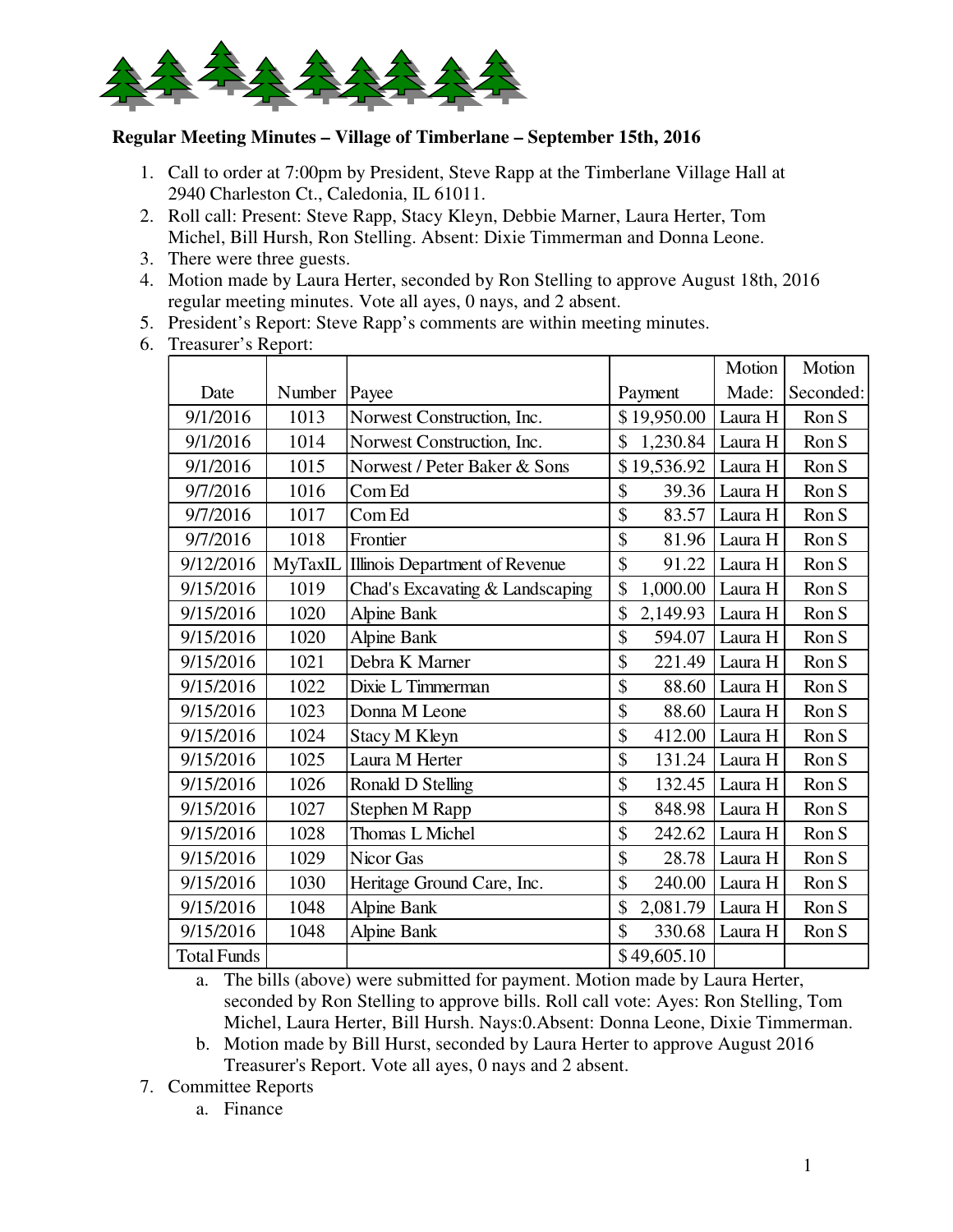**Regular Meeting Minutes – Village of Timberlane – September 15th, 2016**

1. Call to order at 7:00pm by President, Steve Rapp at the Timberlane Village Hall at 2940 Charleston Ct., Caledonia, IL 61011.
2. Roll call: Present: Steve Rapp, Stacy Kleyn, Debbie Marner, Laura Herter, Tom Michel, Bill Hursh, Ron Stelling. Absent: Dixie Timmerman and Donna Leone.
3. There were three guests.
4. Motion made by Laura Herter, seconded by Ron Stelling to approve August 18th, 2016 regular meeting minutes. Vote all ayes, 0 nays, and 2 absent.
5. President's Report: Steve Rapp's comments are within meeting minutes.
6. Treasurer's Report:

| Date | Number | Payee | Payment | Motion Made: | Motion Seconded: |
|---|---|---|---|---|---|
| 9/1/2016 | 1013 | Norwest Construction, Inc. | $ 19,950.00 | Laura H | Ron S |
| 9/1/2016 | 1014 | Norwest Construction, Inc. | $ 1,230.84 | Laura H | Ron S |
| 9/1/2016 | 1015 | Norwest / Peter Baker & Sons | $ 19,536.92 | Laura H | Ron S |
| 9/7/2016 | 1016 | Com Ed | $ 39.36 | Laura H | Ron S |
| 9/7/2016 | 1017 | Com Ed | $ 83.57 | Laura H | Ron S |
| 9/7/2016 | 1018 | Frontier | $ 81.96 | Laura H | Ron S |
| 9/12/2016 | MyTaxIL | Illinois Department of Revenue | $ 91.22 | Laura H | Ron S |
| 9/15/2016 | 1019 | Chad's Excavating & Landscaping | $ 1,000.00 | Laura H | Ron S |
| 9/15/2016 | 1020 | Alpine Bank | $ 2,149.93 | Laura H | Ron S |
| 9/15/2016 | 1020 | Alpine Bank | $ 594.07 | Laura H | Ron S |
| 9/15/2016 | 1021 | Debra K Marner | $ 221.49 | Laura H | Ron S |
| 9/15/2016 | 1022 | Dixie L Timmerman | $ 88.60 | Laura H | Ron S |
| 9/15/2016 | 1023 | Donna M Leone | $ 88.60 | Laura H | Ron S |
| 9/15/2016 | 1024 | Stacy M Kleyn | $ 412.00 | Laura H | Ron S |
| 9/15/2016 | 1025 | Laura M Herter | $ 131.24 | Laura H | Ron S |
| 9/15/2016 | 1026 | Ronald D Stelling | $ 132.45 | Laura H | Ron S |
| 9/15/2016 | 1027 | Stephen M Rapp | $ 848.98 | Laura H | Ron S |
| 9/15/2016 | 1028 | Thomas L Michel | $ 242.62 | Laura H | Ron S |
| 9/15/2016 | 1029 | Nicor Gas | $ 28.78 | Laura H | Ron S |
| 9/15/2016 | 1030 | Heritage Ground Care, Inc. | $ 240.00 | Laura H | Ron S |
| 9/15/2016 | 1048 | Alpine Bank | $ 2,081.79 | Laura H | Ron S |
| 9/15/2016 | 1048 | Alpine Bank | $ 330.68 | Laura H | Ron S |
| Total Funds | | | $ 49,605.10 | | |

   a. The bills (above) were submitted for payment. Motion made by Laura Herter, seconded by Ron Stelling to approve bills. Roll call vote: Ayes: Ron Stelling, Tom Michel, Laura Herter, Bill Hursh. Nays:0.Absent: Donna Leone, Dixie Timmerman.
   b. Motion made by Bill Hurst, seconded by Laura Herter to approve August 2016 Treasurer's Report. Vote all ayes, 0 nays and 2 absent.
7. Committee Reports
   a. Finance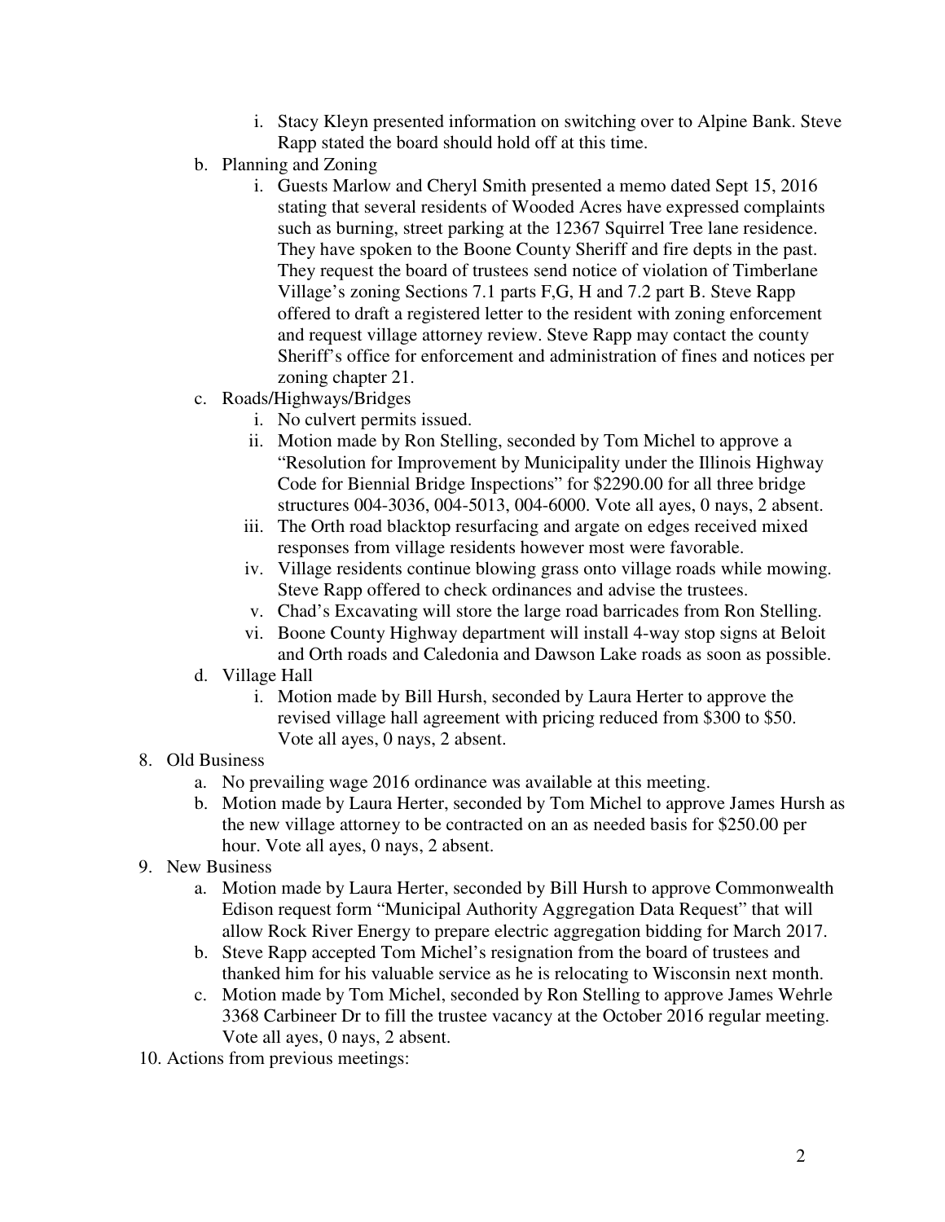- i. Stacy Kleyn presented information on switching over to Alpine Bank. Steve Rapp stated the board should hold off at this time.

- b. Planning and Zoning
   - i. Guests Marlow and Cheryl Smith presented a memo dated Sept 15, 2016 stating that several residents of Wooded Acres have expressed complaints such as burning, street parking at the 12367 Squirrel Tree lane residence. They have spoken to the Boone County Sheriff and fire depts in the past. They request the board of trustees send notice of violation of Timberlane Village's zoning Sections 7.1 parts F,G, H and 7.2 part B. Steve Rapp offered to draft a registered letter to the resident with zoning enforcement and request village attorney review. Steve Rapp may contact the county Sheriff's office for enforcement and administration of fines and notices per zoning chapter 21.
- c. Roads/Highways/Bridges
   - i. No culvert permits issued.
   - ii. Motion made by Ron Stelling, seconded by Tom Michel to approve a "Resolution for Improvement by Municipality under the Illinois Highway Code for Biennial Bridge Inspections" for $2290.00 for all three bridge structures 004-3036, 004-5013, 004-6000. Vote all ayes, 0 nays, 2 absent.
   - iii. The Orth road blacktop resurfacing and argate on edges received mixed responses from village residents however most were favorable.
   - iv. Village residents continue blowing grass onto village roads while mowing. Steve Rapp offered to check ordinances and advise the trustees.
   - v. Chad's Excavating will store the large road barricades from Ron Stelling.
   - vi. Boone County Highway department will install 4-way stop signs at Beloit and Orth roads and Caledonia and Dawson Lake roads as soon as possible.
- d. Village Hall
   - i. Motion made by Bill Hursh, seconded by Laura Herter to approve the revised village hall agreement with pricing reduced from $300 to $50. Vote all ayes, 0 nays, 2 absent.

8. Old Business
   - a. No prevailing wage 2016 ordinance was available at this meeting.
   - b. Motion made by Laura Herter, seconded by Tom Michel to approve James Hursh as the new village attorney to be contracted on an as needed basis for $250.00 per hour. Vote all ayes, 0 nays, 2 absent.
9. New Business
   - a. Motion made by Laura Herter, seconded by Bill Hursh to approve Commonwealth Edison request form "Municipal Authority Aggregation Data Request" that will allow Rock River Energy to prepare electric aggregation bidding for March 2017.
   - b. Steve Rapp accepted Tom Michel's resignation from the board of trustees and thanked him for his valuable service as he is relocating to Wisconsin next month.
   - c. Motion made by Tom Michel, seconded by Ron Stelling to approve James Wehrle 3368 Carbineer Dr to fill the trustee vacancy at the October 2016 regular meeting. Vote all ayes, 0 nays, 2 absent.
10. Actions from previous meetings: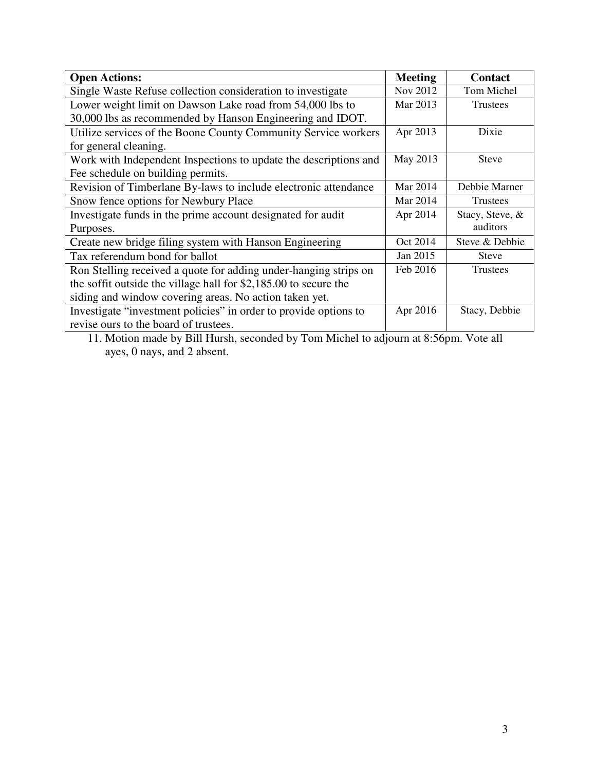| **Open Actions:** | **Meeting** | **Contact** |
| --- | --- | --- |
| Single Waste Refuse collection consideration to investigate | Nov 2012 | Tom Michel |
| Lower weight limit on Dawson Lake road from 54,000 lbs to 30,000 lbs as recommended by Hanson Engineering and IDOT. | Mar 2013 | Trustees |
| Utilize services of the Boone County Community Service workers for general cleaning. | Apr 2013 | Dixie |
| Work with Independent Inspections to update the descriptions and Fee schedule on building permits. | May 2013 | Steve |
| Revision of Timberlane By-laws to include electronic attendance | Mar 2014 | Debbie Marner |
| Snow fence options for Newbury Place | Mar 2014 | Trustees |
| Investigate funds in the prime account designated for audit Purposes. | Apr 2014 | Stacy, Steve, & auditors |
| Create new bridge filing system with Hanson Engineering | Oct 2014 | Steve & Debbie |
| Tax referendum bond for ballot | Jan 2015 | Steve |
| Ron Stelling received a quote for adding under-hanging strips on the soffit outside the village hall for $2,185.00 to secure the siding and window covering areas. No action taken yet. | Feb 2016 | Trustees |
| Investigate "investment policies" in order to provide options to revise ours to the board of trustees. | Apr 2016 | Stacy, Debbie |

11. Motion made by Bill Hursh, seconded by Tom Michel to adjourn at 8:56pm. Vote all ayes, 0 nays, and 2 absent.